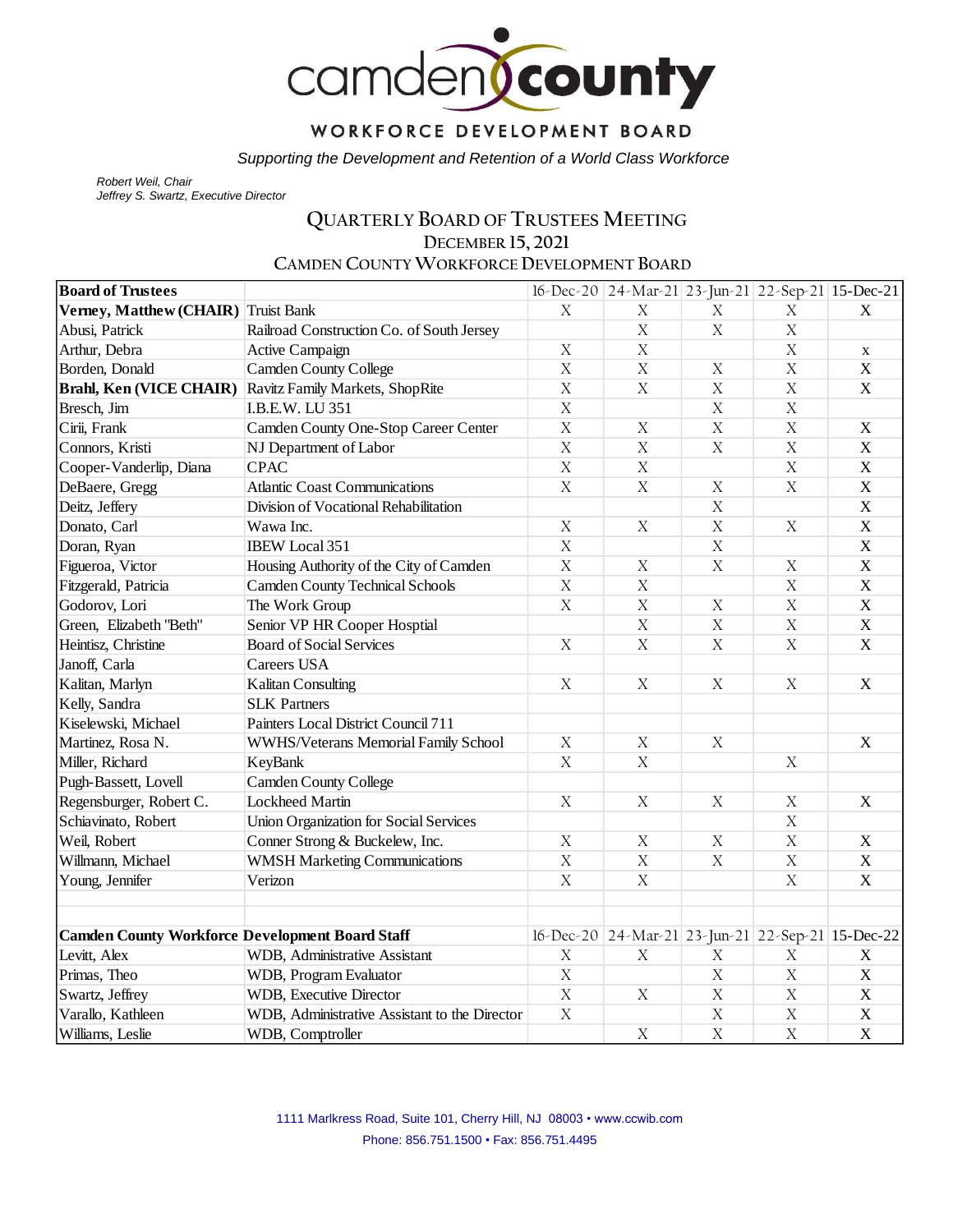# camden county

## WORKFORCE DEVELOPMENT BOARD

*Supporting the Development and Retention of a World Class Workforce*

*Robert Weil, Chair*
*Jeffrey S. Swartz, Executive Director*

## QUARTERLY BOARD OF TRUSTEES MEETING
### DECEMBER 15, 2021
### CAMDEN COUNTY WORKFORCE DEVELOPMENT BOARD

| Board of Trustees | | 16-Dec-20 | 24-Mar-21 | 23-Jun-21 | 22-Sep-21 | 15-Dec-21 |
|---|---|---|---|---|---|---|
| **Verney, Matthew (CHAIR)** | Truist Bank | X | X | X | X | X |
| Abusi, Patrick | Railroad Construction Co. of South Jersey | | X | X | X | |
| Arthur, Debra | Active Campaign | X | X | | X | x |
| Borden, Donald | Camden County College | X | X | X | X | X |
| **Brahl, Ken (VICE CHAIR)** | Ravitz Family Markets, ShopRite | X | X | X | X | X |
| Bresch, Jim | I.B.E.W. LU 351 | X | | X | X | |
| Cirii, Frank | Camden County One-Stop Career Center | X | X | X | X | X |
| Connors, Kristi | NJ Department of Labor | X | X | X | X | X |
| Cooper-Vanderlip, Diana | CPAC | X | X | | X | X |
| DeBaere, Gregg | Atlantic Coast Communications | X | X | X | X | X |
| Deitz, Jeffery | Division of Vocational Rehabilitation | | | X | | X |
| Donato, Carl | Wawa Inc. | X | X | X | X | X |
| Doran, Ryan | IBEW Local 351 | X | | X | | X |
| Figueroa, Victor | Housing Authority of the City of Camden | X | X | X | X | X |
| Fitzgerald, Patricia | Camden County Technical Schools | X | X | | X | X |
| Godorov, Lori | The Work Group | X | X | X | X | X |
| Green, Elizabeth "Beth" | Senior VP HR Cooper Hosptial | | X | X | X | X |
| Heintisz, Christine | Board of Social Services | X | X | X | X | X |
| Janoff, Carla | Careers USA | | | | | |
| Kalitan, Marlyn | Kalitan Consulting | X | X | X | X | X |
| Kelly, Sandra | SLK Partners | | | | | |
| Kiselewski, Michael | Painters Local District Council 711 | | | | | |
| Martinez, Rosa N. | WWHS/Veterans Memorial Family School | X | X | X | | X |
| Miller, Richard | KeyBank | X | X | | X | |
| Pugh-Bassett, Lovell | Camden County College | | | | | |
| Regensburger, Robert C. | Lockheed Martin | X | X | X | X | X |
| Schiavinato, Robert | Union Organization for Social Services | | | | X | |
| Weil, Robert | Conner Strong & Buckelew, Inc. | X | X | X | X | X |
| Willmann, Michael | WMSH Marketing Communications | X | X | X | X | X |
| Young, Jennifer | Verizon | X | X | | X | X |
| | | | | | | |
| | | | | | | |
| **Camden County Workforce Development Board Staff** | | 16-Dec-20 | 24-Mar-21 | 23-Jun-21 | 22-Sep-21 | 15-Dec-22 |
| Levitt, Alex | WDB, Administrative Assistant | X | X | X | X | X |
| Primas, Theo | WDB, Program Evaluator | X | | X | X | X |
| Swartz, Jeffrey | WDB, Executive Director | X | X | X | X | X |
| Varallo, Kathleen | WDB, Administrative Assistant to the Director | X | | X | X | X |
| Williams, Leslie | WDB, Comptroller | | X | X | X | X |

1111 Marlkress Road, Suite 101, Cherry Hill, NJ 08003 • www.ccwib.com
Phone: 856.751.1500 • Fax: 856.751.4495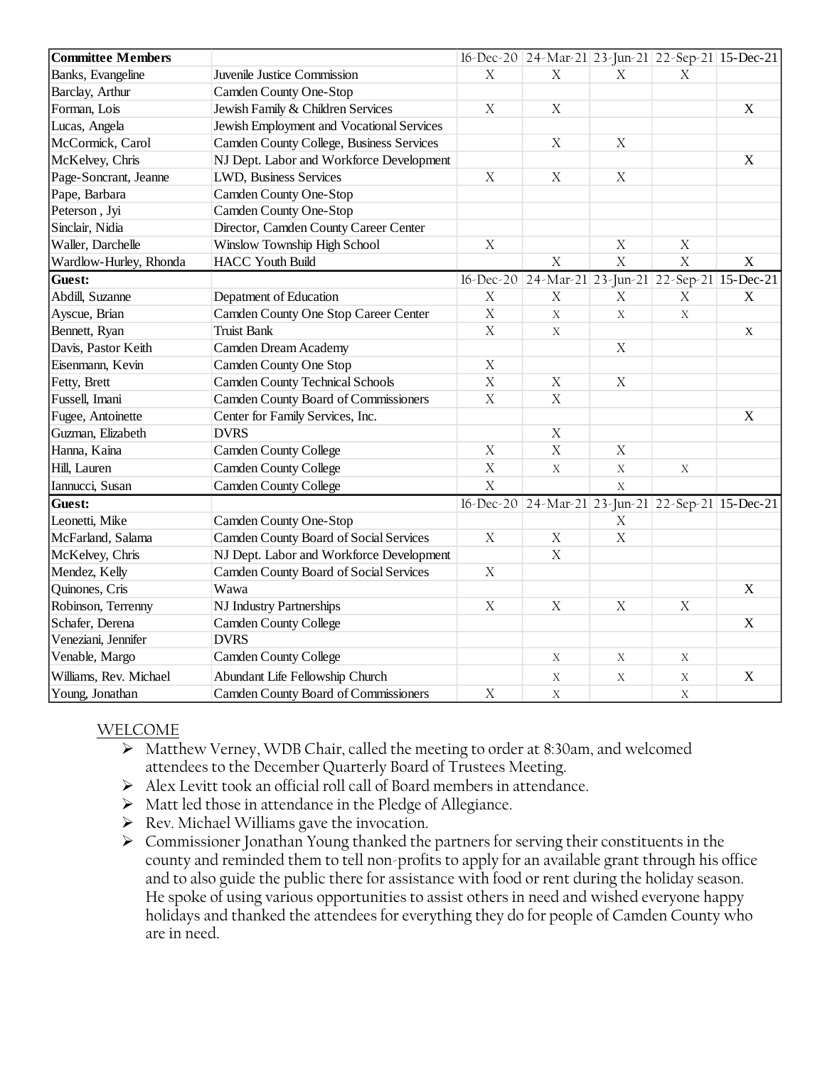| Committee Members | | 16-Dec-20 | 24-Mar-21 | 23-Jun-21 | 22-Sep-21 | 15-Dec-21 |
|---|---|---|---|---|---|---|
| Banks, Evangeline | Juvenile Justice Commission | X | X | X | X | |
| Barclay, Arthur | Camden County One-Stop | | | | | |
| Forman, Lois | Jewish Family & Children Services | X | X | | | X |
| Lucas, Angela | Jewish Employment and Vocational Services | | | | | |
| McCormick, Carol | Camden County College, Business Services | | X | X | | |
| McKelvey, Chris | NJ Dept. Labor and Workforce Development | | | | | X |
| Page-Soncrant, Jeanne | LWD, Business Services | X | X | X | | |
| Pape, Barbara | Camden County One-Stop | | | | | |
| Peterson , Jyi | Camden County One-Stop | | | | | |
| Sinclair, Nidia | Director, Camden County Career Center | | | | | |
| Waller, Darchelle | Winslow Township High School | X | | X | X | |
| Wardlow-Hurley, Rhonda | HACC Youth Build | | X | X | X | X |
| **Guest:** | | 16-Dec-20 | 24-Mar-21 | 23-Jun-21 | 22-Sep-21 | 15-Dec-21 |
| Abdill, Suzanne | Depatment of Education | X | X | X | X | X |
| Ayscue, Brian | Camden County One Stop Career Center | X | X | X | X | |
| Bennett, Ryan | Truist Bank | X | X | | | X |
| Davis, Pastor Keith | Camden Dream Academy | | | X | | |
| Eisenmann, Kevin | Camden County One Stop | X | | | | |
| Fetty, Brett | Camden County Technical Schools | X | X | X | | |
| Fussell, Imani | Camden County Board of Commissioners | X | X | | | |
| Fugee, Antoinette | Center for Family Services, Inc. | | | | | X |
| Guzman, Elizabeth | DVRS | | X | | | |
| Hanna, Kaina | Camden County College | X | X | X | | |
| Hill, Lauren | Camden County College | X | X | X | X | |
| Iannucci, Susan | Camden County College | X | | X | | |
| **Guest:** | | 16-Dec-20 | 24-Mar-21 | 23-Jun-21 | 22-Sep-21 | 15-Dec-21 |
| Leonetti, Mike | Camden County One-Stop | | | X | | |
| McFarland, Salama | Camden County Board of Social Services | X | X | X | | |
| McKelvey, Chris | NJ Dept. Labor and Workforce Development | | X | | | |
| Mendez, Kelly | Camden County Board of Social Services | X | | | | |
| Quinones, Cris | Wawa | | | | | X |
| Robinson, Terrenny | NJ Industry Partnerships | X | X | X | X | |
| Schafer, Derena | Camden County College | | | | | X |
| Veneziani, Jennifer | DVRS | | | | | |
| Venable, Margo | Camden County College | | X | X | X | |
| Williams, Rev. Michael | Abundant Life Fellowship Church | | X | X | X | X |
| Young, Jonathan | Camden County Board of Commissioners | X | X | | X | |

## WELCOME

- Matthew Verney, WDB Chair, called the meeting to order at 8:30am, and welcomed attendees to the December Quarterly Board of Trustees Meeting.
- Alex Levitt took an official roll call of Board members in attendance.
- Matt led those in attendance in the Pledge of Allegiance.
- Rev. Michael Williams gave the invocation.
- Commissioner Jonathan Young thanked the partners for serving their constituents in the county and reminded them to tell non-profits to apply for an available grant through his office and to also guide the public there for assistance with food or rent during the holiday season. He spoke of using various opportunities to assist others in need and wished everyone happy holidays and thanked the attendees for everything they do for people of Camden County who are in need.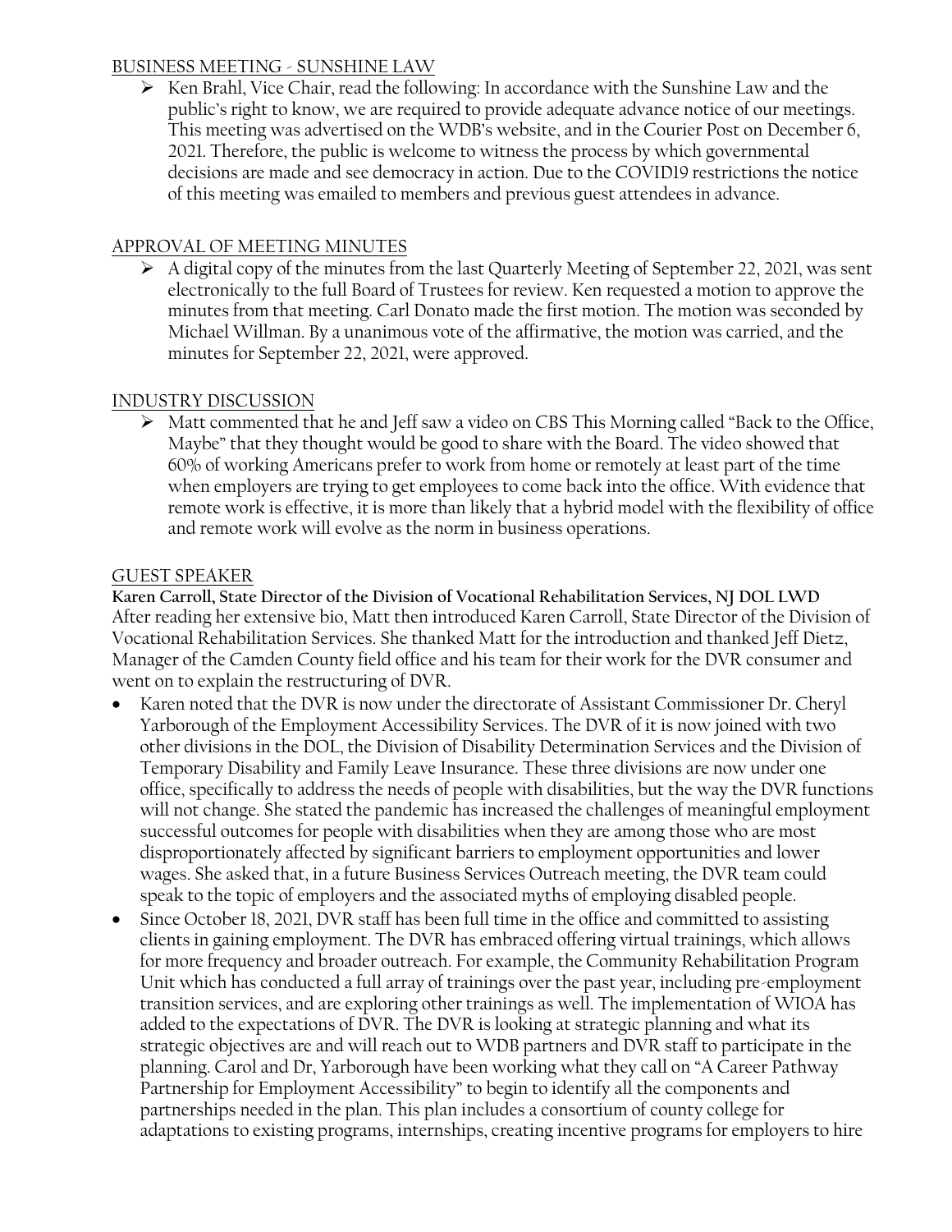## BUSINESS MEETING - SUNSHINE LAW

- Ken Brahl, Vice Chair, read the following: In accordance with the Sunshine Law and the public's right to know, we are required to provide adequate advance notice of our meetings. This meeting was advertised on the WDB's website, and in the Courier Post on December 6, 2021. Therefore, the public is welcome to witness the process by which governmental decisions are made and see democracy in action. Due to the COVID19 restrictions the notice of this meeting was emailed to members and previous guest attendees in advance.

## APPROVAL OF MEETING MINUTES

- A digital copy of the minutes from the last Quarterly Meeting of September 22, 2021, was sent electronically to the full Board of Trustees for review. Ken requested a motion to approve the minutes from that meeting. Carl Donato made the first motion. The motion was seconded by Michael Willman. By a unanimous vote of the affirmative, the motion was carried, and the minutes for September 22, 2021, were approved.

## INDUSTRY DISCUSSION

- Matt commented that he and Jeff saw a video on CBS This Morning called "Back to the Office, Maybe" that they thought would be good to share with the Board. The video showed that 60% of working Americans prefer to work from home or remotely at least part of the time when employers are trying to get employees to come back into the office. With evidence that remote work is effective, it is more than likely that a hybrid model with the flexibility of office and remote work will evolve as the norm in business operations.

## GUEST SPEAKER

**Karen Carroll, State Director of the Division of Vocational Rehabilitation Services, NJ DOL LWD**
After reading her extensive bio, Matt then introduced Karen Carroll, State Director of the Division of Vocational Rehabilitation Services. She thanked Matt for the introduction and thanked Jeff Dietz, Manager of the Camden County field office and his team for their work for the DVR consumer and went on to explain the restructuring of DVR.

- Karen noted that the DVR is now under the directorate of Assistant Commissioner Dr. Cheryl Yarborough of the Employment Accessibility Services. The DVR of it is now joined with two other divisions in the DOL, the Division of Disability Determination Services and the Division of Temporary Disability and Family Leave Insurance. These three divisions are now under one office, specifically to address the needs of people with disabilities, but the way the DVR functions will not change. She stated the pandemic has increased the challenges of meaningful employment successful outcomes for people with disabilities when they are among those who are most disproportionately affected by significant barriers to employment opportunities and lower wages. She asked that, in a future Business Services Outreach meeting, the DVR team could speak to the topic of employers and the associated myths of employing disabled people.
- Since October 18, 2021, DVR staff has been full time in the office and committed to assisting clients in gaining employment. The DVR has embraced offering virtual trainings, which allows for more frequency and broader outreach. For example, the Community Rehabilitation Program Unit which has conducted a full array of trainings over the past year, including pre-employment transition services, and are exploring other trainings as well. The implementation of WIOA has added to the expectations of DVR. The DVR is looking at strategic planning and what its strategic objectives are and will reach out to WDB partners and DVR staff to participate in the planning. Carol and Dr, Yarborough have been working what they call on "A Career Pathway Partnership for Employment Accessibility" to begin to identify all the components and partnerships needed in the plan. This plan includes a consortium of county college for adaptations to existing programs, internships, creating incentive programs for employers to hire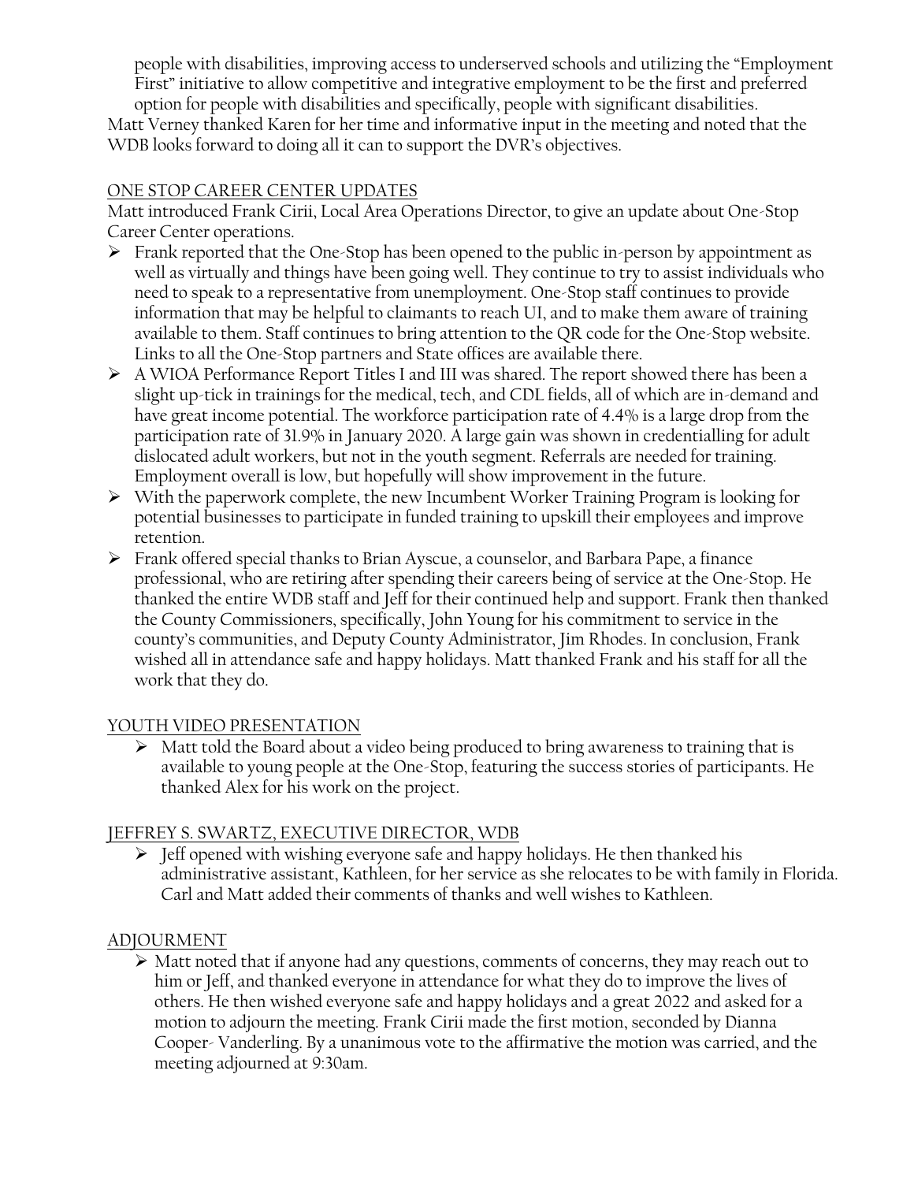people with disabilities, improving access to underserved schools and utilizing the "Employment First" initiative to allow competitive and integrative employment to be the first and preferred option for people with disabilities and specifically, people with significant disabilities.

Matt Verney thanked Karen for her time and informative input in the meeting and noted that the WDB looks forward to doing all it can to support the DVR's objectives.

ONE STOP CAREER CENTER UPDATES

Matt introduced Frank Cirii, Local Area Operations Director, to give an update about One-Stop Career Center operations.

- Frank reported that the One-Stop has been opened to the public in-person by appointment as well as virtually and things have been going well. They continue to try to assist individuals who need to speak to a representative from unemployment. One-Stop staff continues to provide information that may be helpful to claimants to reach UI, and to make them aware of training available to them. Staff continues to bring attention to the QR code for the One-Stop website. Links to all the One-Stop partners and State offices are available there.
- A WIOA Performance Report Titles I and III was shared. The report showed there has been a slight up-tick in trainings for the medical, tech, and CDL fields, all of which are in-demand and have great income potential. The workforce participation rate of 4.4% is a large drop from the participation rate of 31.9% in January 2020. A large gain was shown in credentialling for adult dislocated adult workers, but not in the youth segment. Referrals are needed for training. Employment overall is low, but hopefully will show improvement in the future.
- With the paperwork complete, the new Incumbent Worker Training Program is looking for potential businesses to participate in funded training to upskill their employees and improve retention.
- Frank offered special thanks to Brian Ayscue, a counselor, and Barbara Pape, a finance professional, who are retiring after spending their careers being of service at the One-Stop. He thanked the entire WDB staff and Jeff for their continued help and support. Frank then thanked the County Commissioners, specifically, John Young for his commitment to service in the county's communities, and Deputy County Administrator, Jim Rhodes. In conclusion, Frank wished all in attendance safe and happy holidays. Matt thanked Frank and his staff for all the work that they do.

YOUTH VIDEO PRESENTATION

- Matt told the Board about a video being produced to bring awareness to training that is available to young people at the One-Stop, featuring the success stories of participants. He thanked Alex for his work on the project.

JEFFREY S. SWARTZ, EXECUTIVE DIRECTOR, WDB

- Jeff opened with wishing everyone safe and happy holidays. He then thanked his administrative assistant, Kathleen, for her service as she relocates to be with family in Florida. Carl and Matt added their comments of thanks and well wishes to Kathleen.

ADJOURMENT

- Matt noted that if anyone had any questions, comments of concerns, they may reach out to him or Jeff, and thanked everyone in attendance for what they do to improve the lives of others. He then wished everyone safe and happy holidays and a great 2022 and asked for a motion to adjourn the meeting. Frank Cirii made the first motion, seconded by Dianna Cooper- Vanderling. By a unanimous vote to the affirmative the motion was carried, and the meeting adjourned at 9:30am.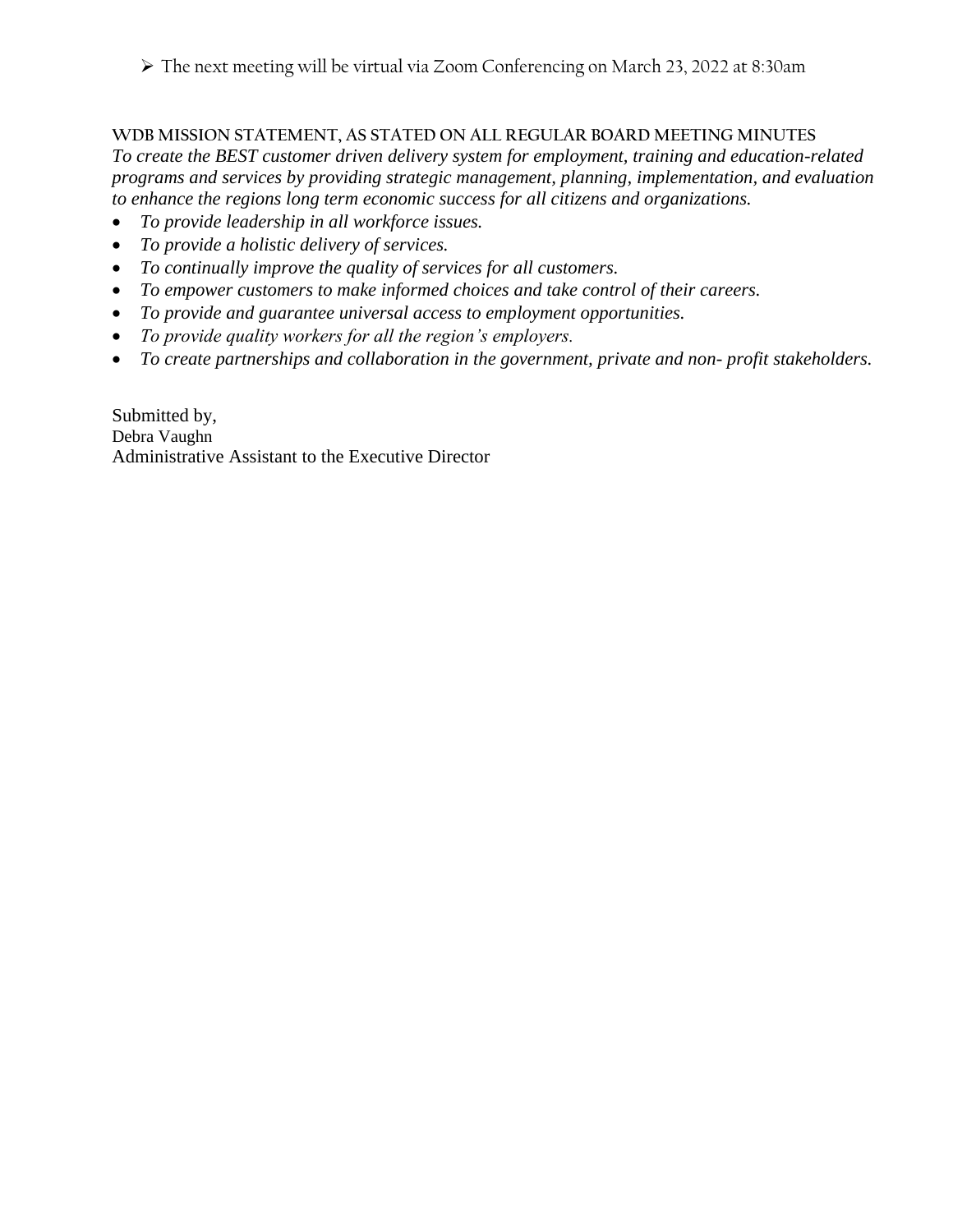- The next meeting will be virtual via Zoom Conferencing on March 23, 2022 at 8:30am

**WDB MISSION STATEMENT, AS STATED ON ALL REGULAR BOARD MEETING MINUTES**

*To create the BEST customer driven delivery system for employment, training and education-related programs and services by providing strategic management, planning, implementation, and evaluation to enhance the regions long term economic success for all citizens and organizations.*

- *To provide leadership in all workforce issues.*
- *To provide a holistic delivery of services.*
- *To continually improve the quality of services for all customers.*
- *To empower customers to make informed choices and take control of their careers.*
- *To provide and guarantee universal access to employment opportunities.*
- *To provide quality workers for all the region's employers.*
- *To create partnerships and collaboration in the government, private and non- profit stakeholders.*

Submitted by,
Debra Vaughn
Administrative Assistant to the Executive Director